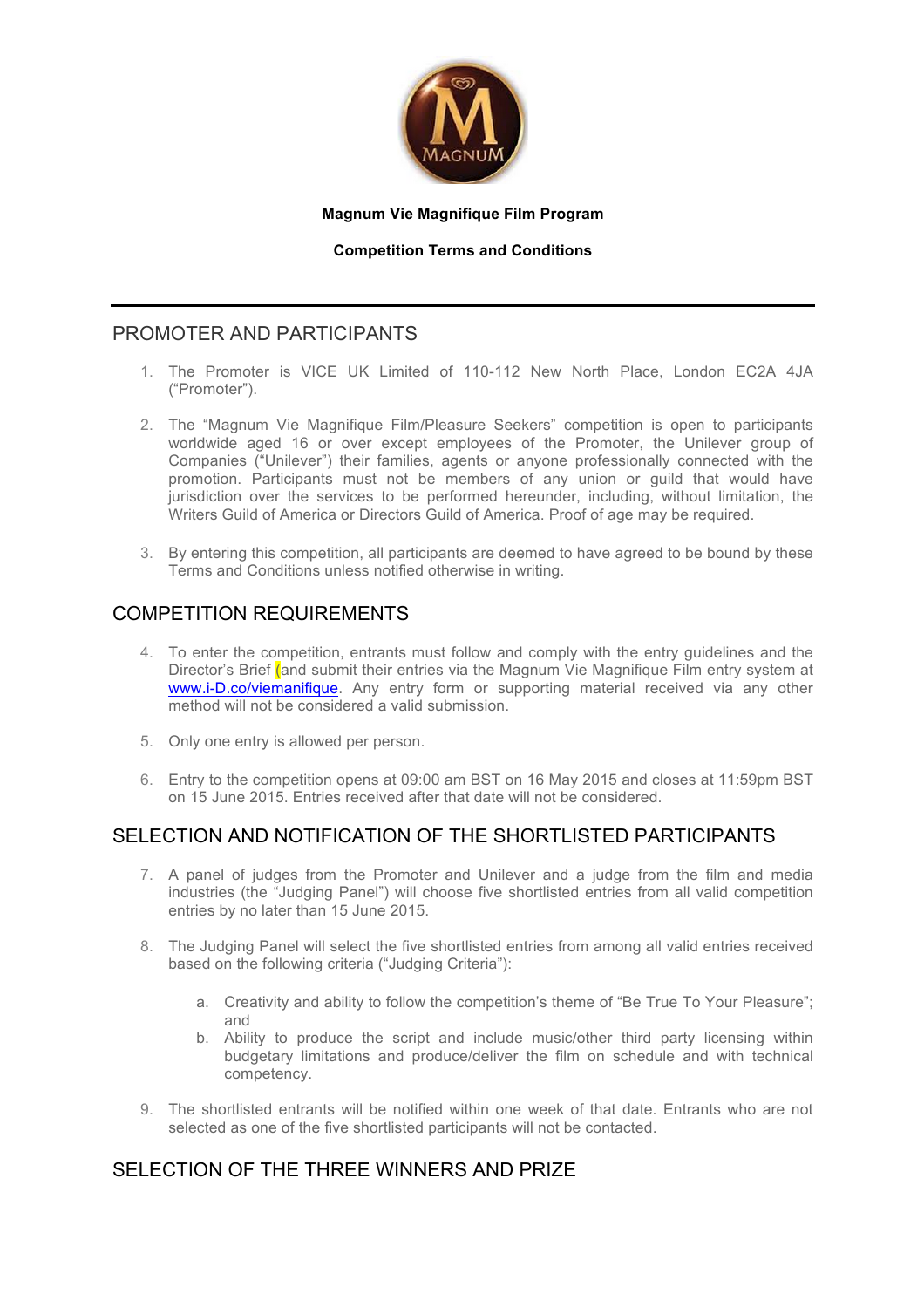**Magnum Vie Magnifique Film Program**

**Competition Terms and Conditions**

---

## PROMOTER AND PARTICIPANTS

1. The Promoter is VICE UK Limited of 110-112 New North Place, London EC2A 4JA ("Promoter").

2. The "Magnum Vie Magnifique Film/Pleasure Seekers" competition is open to participants worldwide aged 16 or over except employees of the Promoter, the Unilever group of Companies ("Unilever") their families, agents or anyone professionally connected with the promotion. Participants must not be members of any union or guild that would have jurisdiction over the services to be performed hereunder, including, without limitation, the Writers Guild of America or Directors Guild of America. Proof of age may be required.

3. By entering this competition, all participants are deemed to have agreed to be bound by these Terms and Conditions unless notified otherwise in writing.

## COMPETITION REQUIREMENTS

4. To enter the competition, entrants must follow and comply with the entry guidelines and the Director's Brief (and submit their entries via the Magnum Vie Magnifique Film entry system at www.i-D.co/viemanifique. Any entry form or supporting material received via any other method will not be considered a valid submission.

5. Only one entry is allowed per person.

6. Entry to the competition opens at 09:00 am BST on 16 May 2015 and closes at 11:59pm BST on 15 June 2015. Entries received after that date will not be considered.

## SELECTION AND NOTIFICATION OF THE SHORTLISTED PARTICIPANTS

7. A panel of judges from the Promoter and Unilever and a judge from the film and media industries (the "Judging Panel") will choose five shortlisted entries from all valid competition entries by no later than 15 June 2015.

8. The Judging Panel will select the five shortlisted entries from among all valid entries received based on the following criteria ("Judging Criteria"):

    a. Creativity and ability to follow the competition's theme of "Be True To Your Pleasure"; and
    b. Ability to produce the script and include music/other third party licensing within budgetary limitations and produce/deliver the film on schedule and with technical competency.

9. The shortlisted entrants will be notified within one week of that date. Entrants who are not selected as one of the five shortlisted participants will not be contacted.

## SELECTION OF THE THREE WINNERS AND PRIZE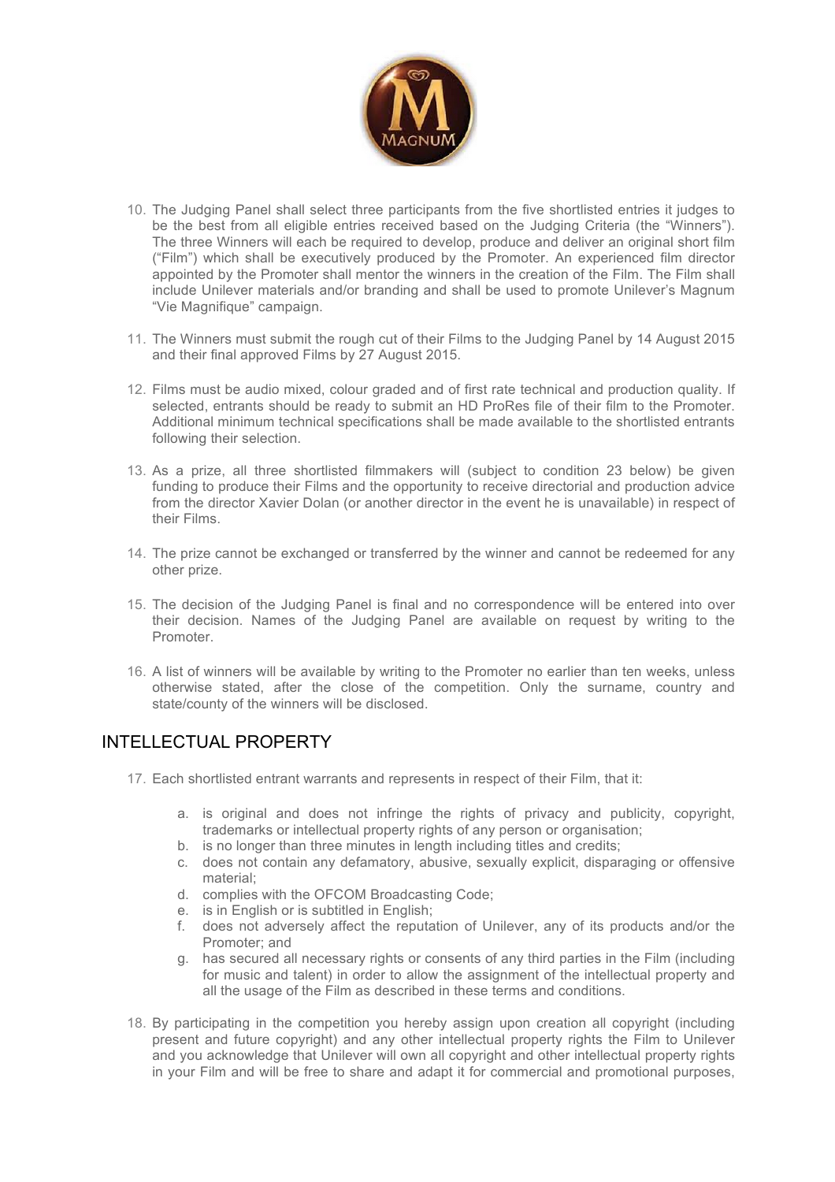10. The Judging Panel shall select three participants from the five shortlisted entries it judges to be the best from all eligible entries received based on the Judging Criteria (the "Winners"). The three Winners will each be required to develop, produce and deliver an original short film ("Film") which shall be executively produced by the Promoter. An experienced film director appointed by the Promoter shall mentor the winners in the creation of the Film. The Film shall include Unilever materials and/or branding and shall be used to promote Unilever's Magnum "Vie Magnifique" campaign.

11. The Winners must submit the rough cut of their Films to the Judging Panel by 14 August 2015 and their final approved Films by 27 August 2015.

12. Films must be audio mixed, colour graded and of first rate technical and production quality. If selected, entrants should be ready to submit an HD ProRes file of their film to the Promoter. Additional minimum technical specifications shall be made available to the shortlisted entrants following their selection.

13. As a prize, all three shortlisted filmmakers will (subject to condition 23 below) be given funding to produce their Films and the opportunity to receive directorial and production advice from the director Xavier Dolan (or another director in the event he is unavailable) in respect of their Films.

14. The prize cannot be exchanged or transferred by the winner and cannot be redeemed for any other prize.

15. The decision of the Judging Panel is final and no correspondence will be entered into over their decision. Names of the Judging Panel are available on request by writing to the Promoter.

16. A list of winners will be available by writing to the Promoter no earlier than ten weeks, unless otherwise stated, after the close of the competition. Only the surname, country and state/county of the winners will be disclosed.

## INTELLECTUAL PROPERTY

17. Each shortlisted entrant warrants and represents in respect of their Film, that it:

    a. is original and does not infringe the rights of privacy and publicity, copyright, trademarks or intellectual property rights of any person or organisation;
    b. is no longer than three minutes in length including titles and credits;
    c. does not contain any defamatory, abusive, sexually explicit, disparaging or offensive material;
    d. complies with the OFCOM Broadcasting Code;
    e. is in English or is subtitled in English;
    f. does not adversely affect the reputation of Unilever, any of its products and/or the Promoter; and
    g. has secured all necessary rights or consents of any third parties in the Film (including for music and talent) in order to allow the assignment of the intellectual property and all the usage of the Film as described in these terms and conditions.

18. By participating in the competition you hereby assign upon creation all copyright (including present and future copyright) and any other intellectual property rights the Film to Unilever and you acknowledge that Unilever will own all copyright and other intellectual property rights in your Film and will be free to share and adapt it for commercial and promotional purposes,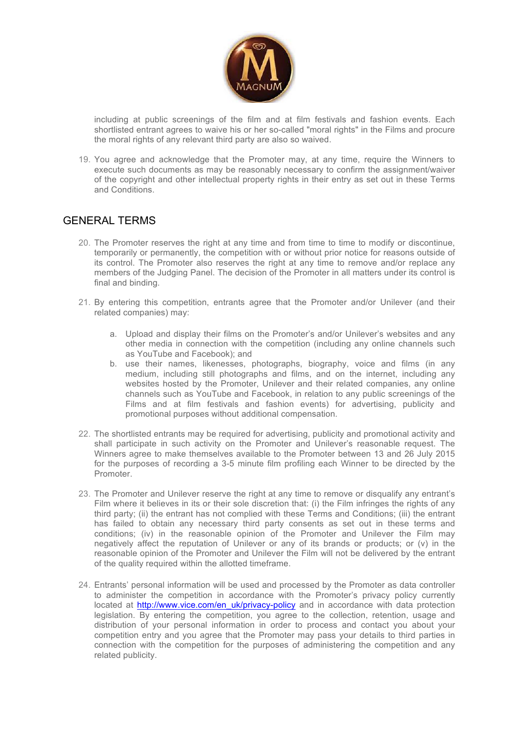including at public screenings of the film and at film festivals and fashion events. Each shortlisted entrant agrees to waive his or her so-called "moral rights" in the Films and procure the moral rights of any relevant third party are also so waived.

19. You agree and acknowledge that the Promoter may, at any time, require the Winners to execute such documents as may be reasonably necessary to confirm the assignment/waiver of the copyright and other intellectual property rights in their entry as set out in these Terms and Conditions.

## GENERAL TERMS

20. The Promoter reserves the right at any time and from time to time to modify or discontinue, temporarily or permanently, the competition with or without prior notice for reasons outside of its control. The Promoter also reserves the right at any time to remove and/or replace any members of the Judging Panel. The decision of the Promoter in all matters under its control is final and binding.

21. By entering this competition, entrants agree that the Promoter and/or Unilever (and their related companies) may:

    a. Upload and display their films on the Promoter's and/or Unilever's websites and any other media in connection with the competition (including any online channels such as YouTube and Facebook); and
    b. use their names, likenesses, photographs, biography, voice and films (in any medium, including still photographs and films, and on the internet, including any websites hosted by the Promoter, Unilever and their related companies, any online channels such as YouTube and Facebook, in relation to any public screenings of the Films and at film festivals and fashion events) for advertising, publicity and promotional purposes without additional compensation.

22. The shortlisted entrants may be required for advertising, publicity and promotional activity and shall participate in such activity on the Promoter and Unilever's reasonable request. The Winners agree to make themselves available to the Promoter between 13 and 26 July 2015 for the purposes of recording a 3-5 minute film profiling each Winner to be directed by the Promoter.

23. The Promoter and Unilever reserve the right at any time to remove or disqualify any entrant's Film where it believes in its or their sole discretion that: (i) the Film infringes the rights of any third party; (ii) the entrant has not complied with these Terms and Conditions; (iii) the entrant has failed to obtain any necessary third party consents as set out in these terms and conditions; (iv) in the reasonable opinion of the Promoter and Unilever the Film may negatively affect the reputation of Unilever or any of its brands or products; or (v) in the reasonable opinion of the Promoter and Unilever the Film will not be delivered by the entrant of the quality required within the allotted timeframe.

24. Entrants' personal information will be used and processed by the Promoter as data controller to administer the competition in accordance with the Promoter's privacy policy currently located at [http://www.vice.com/en_uk/privacy-policy](http://www.vice.com/en_uk/privacy-policy) and in accordance with data protection legislation. By entering the competition, you agree to the collection, retention, usage and distribution of your personal information in order to process and contact you about your competition entry and you agree that the Promoter may pass your details to third parties in connection with the competition for the purposes of administering the competition and any related publicity.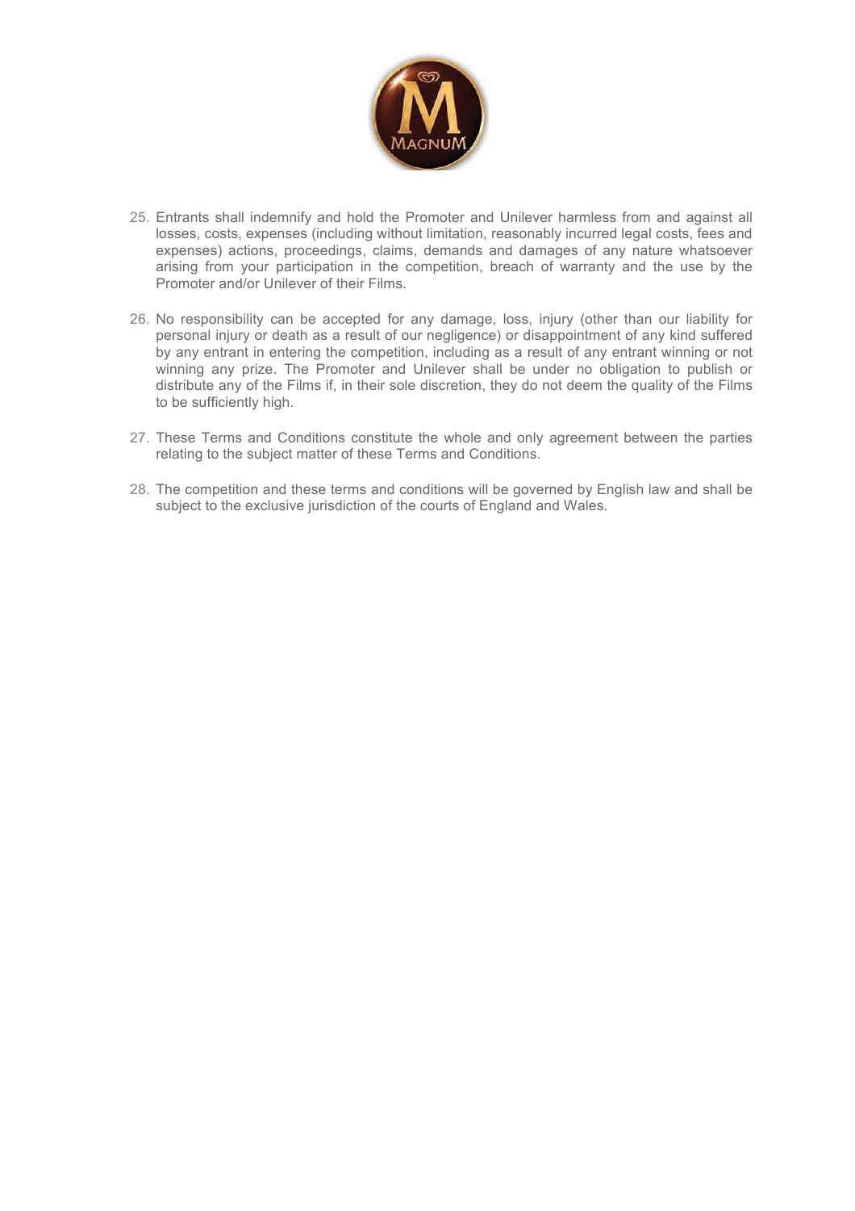25. Entrants shall indemnify and hold the Promoter and Unilever harmless from and against all losses, costs, expenses (including without limitation, reasonably incurred legal costs, fees and expenses) actions, proceedings, claims, demands and damages of any nature whatsoever arising from your participation in the competition, breach of warranty and the use by the Promoter and/or Unilever of their Films.

26. No responsibility can be accepted for any damage, loss, injury (other than our liability for personal injury or death as a result of our negligence) or disappointment of any kind suffered by any entrant in entering the competition, including as a result of any entrant winning or not winning any prize. The Promoter and Unilever shall be under no obligation to publish or distribute any of the Films if, in their sole discretion, they do not deem the quality of the Films to be sufficiently high.

27. These Terms and Conditions constitute the whole and only agreement between the parties relating to the subject matter of these Terms and Conditions.

28. The competition and these terms and conditions will be governed by English law and shall be subject to the exclusive jurisdiction of the courts of England and Wales.